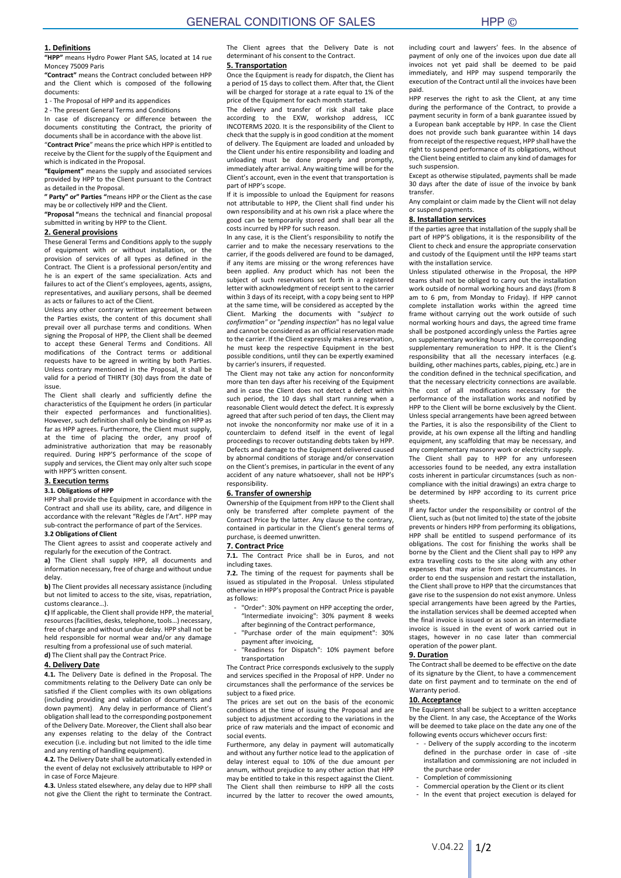# GENERAL CONDITIONS OF SALES

## 1. Definitions

**"HPP"** means Hydro Power Plant SAS, located at 14 rue Moncey 75009 Paris

**"Contract"** means the Contract concluded between HPP and the Client which is composed of the following documents:

1 - The Proposal of HPP and its appendices

2 - The present General Terms and Conditions

In case of discrepancy or difference between the documents constituting the Contract, the priority of documents shall be in accordance with the above list.

"**Contract Price**" means the price which HPP is entitled to receive by the Client for the supply of the Equipment and which is indicated in the Proposal.

**"Equipment"** means the supply and associated services provided by HPP to the Client pursuant to the Contract as detailed in the Proposal.

**" Party" or" Parties "**means HPP or the Client as the case may be or collectively HPP and the Client.

**"Proposal "**means the technical and financial proposal submitted in writing by HPP to the Client.

## 2. General provisions

These General Terms and Conditions apply to the supply of equipment with or without installation, or the provision of services of all types as defined in the Contract. The Client is a professional person/entity and he is an expert of the same specialization. Acts and failures to act of the Client's employees, agents, assigns, representatives, and auxiliary persons, shall be deemed as acts or failures to act of the Client.

Unless any other contrary written agreement between the Parties exists, the content of this document shall prevail over all purchase terms and conditions. When signing the Proposal of HPP, the Client shall be deemed to accept these General Terms and Conditions. All modifications of the Contract terms or additional requests have to be agreed in writing by both Parties. Unless contrary mentioned in the Proposal, it shall be valid for a period of THIRTY (30) days from the date of issue.

The Client shall clearly and sufficiently define the characteristics of the Equipment he orders (in particular their expected performances and functionalities). However, such definition shall only be binding on HPP as far as HPP agrees. Furthermore, the Client must supply, at the time of placing the order, any proof of administrative authorization that may be reasonably required. During HPP'S performance of the scope of supply and services, the Client may only alter such scope with HPP'S written consent.

## 3. Execution terms

### 3.1. Obligations of HPP

HPP shall provide the Equipment in accordance with the Contract and shall use its ability, care, and diligence in accordance with the relevant "Règles de l'Art". HPP may sub-contract the performance of part of the Services.

### 3.2 Obligations of Client

The Client agrees to assist and cooperate actively and regularly for the execution of the Contract.

**a)** The Client shall supply HPP, all documents and information necessary, free of charge and without undue delay.

**b)** The Client provides all necessary assistance (including but not limited to access to the site, visas, repatriation, customs clearance…).

**c)** If applicable, the Client shall provide HPP, the material resources (facilities, desks, telephone, tools…) necessary, free of charge and without undue delay. HPP shall not be held responsible for normal wear and/or any damage resulting from a professional use of such material.

**d)** The Client shall pay the Contract Price.

## 4. Delivery Date

**4.1.** The Delivery Date is defined in the Proposal. The commitments relating to the Delivery Date can only be satisfied if the Client complies with its own obligations (including providing and validation of documents and down payment). Any delay in performance of Client's obligation shall lead to the corresponding postponement of the Delivery Date. Moreover, the Client shall also bear any expenses relating to the delay of the Contract execution (i.e. including but not limited to the idle time and any renting of handling equipment).

**4.2.** The Delivery Date shall be automatically extended in the event of delay not exclusively attributable to HPP or in case of Force Majeure.

**4.3.** Unless stated elsewhere, any delay due to HPP shall not give the Client the right to terminate the Contract. The Client agrees that the Delivery Date is not determinant of his consent to the Contract.

## 5. Transportation

Once the Equipment is ready for dispatch, the Client has a period of 15 days to collect them. After that, the Client will be charged for storage at a rate equal to 1% of the price of the Equipment for each month started.

The delivery and transfer of risk shall take place according to the EXW, workshop address, ICC INCOTERMS 2020. It is the responsibility of the Client to check that the supply is in good condition at the moment of delivery. The Equipment are loaded and unloaded by the Client under his entire responsibility and loading and unloading must be done properly and promptly, immediately after arrival. Any waiting time will be for the Client's account, even in the event that transportation is part of HPP's scope.

If it is impossible to unload the Equipment for reasons not attributable to HPP, the Client shall find under his own responsibility and at his own risk a place where the good can be temporarily stored and shall bear all the costs incurred by HPP for such reason.

In any case, it is the Client's responsibility to notify the carrier and to make the necessary reservations to the carrier, if the goods delivered are found to be damaged, if any items are missing or the wrong references have been applied. Any product which has not been the subject of such reservations set forth in a registered letter with acknowledgment of receipt sent to the carrier within 3 days of its receipt, with a copy being sent to HPP at the same time, will be considered as accepted by the Client. Marking the documents with "*subject to confirmation*" or "*pending inspection*" has no legal value and cannot be considered as an official reservation made to the carrier. If the Client expressly makes a reservation, he must keep the respective Equipment in the best possible conditions, until they can be expertly examined by carrier's insurers, if requested.

The Client may not take any action for nonconformity more than ten days after his receiving of the Equipment and in case the Client does not detect a defect within such period, the 10 days shall start running when a reasonable Client would detect the defect. It is expressly agreed that after such period of ten days, the Client may not invoke the nonconformity nor make use of it in a counterclaim to defend itself in the event of legal proceedings to recover outstanding debts taken by HPP. Defects and damage to the Equipment delivered caused by abnormal conditions of storage and/or conservation on the Client's premises, in particular in the event of any accident of any nature whatsoever, shall not be HPP's responsibility.

## 6. Transfer of ownership

Ownership of the Equipment from HPP to the Client shall only be transferred after complete payment of the Contract Price by the latter. Any clause to the contrary, contained in particular in the Client's general terms of purchase, is deemed unwritten.

## 7. Contract Price

**7.1.** The Contract Price shall be in Euros, and not including taxes.

**7.2.** The timing of the request for payments shall be issued as stipulated in the Proposal. Unless stipulated otherwise in HPP's proposal the Contract Price is payable as follows:

- "Order": 30% payment on HPP accepting the order, "Intermediate invoicing": 30% payment 8 weeks after beginning of the Contract performance,
- "Purchase order of the main equipment": 30% payment after invoicing,
- "Readiness for Dispatch": 10% payment before transportation

The Contract Price corresponds exclusively to the supply and services specified in the Proposal of HPP. Under no circumstances shall the performance of the services be subject to a fixed price.

The prices are set out on the basis of the economic conditions at the time of issuing the Proposal and are subject to adjustment according to the variations in the price of raw materials and the impact of economic and social events.

Furthermore, any delay in payment will automatically and without any further notice lead to the application of delay interest equal to 10% of the due amount per annum, without prejudice to any other action that HPP may be entitled to take in this respect against the Client. The Client shall then reimburse to HPP all the costs incurred by the latter to recover the owed amounts, including court and lawyers' fees. In the absence of payment of only one of the invoices upon due date all invoices not yet paid shall be deemed to be paid immediately, and HPP may suspend temporarily the execution of the Contract until all the invoices have been paid.

HPP reserves the right to ask the Client, at any time during the performance of the Contract, to provide a payment security in form of a bank guarantee issued by a European bank acceptable by HPP. In case the Client does not provide such bank guarantee within 14 days from receipt of the respective request, HPP shall have the right to suspend performance of its obligations, without the Client being entitled to claim any kind of damages for such suspension.

Except as otherwise stipulated, payments shall be made 30 days after the date of issue of the invoice by bank transfer.

Any complaint or claim made by the Client will not delay or suspend payments.

## 8. Installation services

If the parties agree that installation of the supply shall be part of HPP'S obligations, it is the responsibility of the Client to check and ensure the appropriate conservation and custody of the Equipment until the HPP teams start with the installation service.

Unless stipulated otherwise in the Proposal, the HPP teams shall not be obliged to carry out the installation work outside of normal working hours and days (from 8 am to 6 pm, from Monday to Friday). If HPP cannot complete installation works within the agreed time frame without carrying out the work outside of such normal working hours and days, the agreed time frame shall be postponed accordingly unless the Parties agree on supplementary working hours and the corresponding supplementary remuneration to HPP. It is the Client's responsibility that all the necessary interfaces (e.g. building, other machines parts, cables, piping, etc.) are in the condition defined in the technical specification, and that the necessary electricity connections are available. The cost of all modifications necessary for the performance of the installation works and notified by HPP to the Client will be borne exclusively by the Client. Unless special arrangements have been agreed between the Parties, it is also the responsibility of the Client to provide, at his own expense all the lifting and handling equipment, any scaffolding that may be necessary, and any complementary masonry work or electricity supply.

The Client shall pay to HPP for any unforeseen accessories found to be needed, any extra installation costs inherent in particular circumstances (such as non-compliance with the initial drawings) an extra charge to be determined by HPP according to its current price sheets.

If any factor under the responsibility or control of the Client, such as (but not limited to) the state of the jobsite prevents or hinders HPP from performing its obligations, HPP shall be entitled to suspend performance of its obligations. The cost for finishing the works shall be borne by the Client and the Client shall pay to HPP any extra travelling costs to the site along with any other expenses that may arise from such circumstances. In order to end the suspension and restart the installation, the Client shall prove to HPP that the circumstances that gave rise to the suspension do not exist anymore. Unless special arrangements have been agreed by the Parties, the installation services shall be deemed accepted when the final invoice is issued or as soon as an intermediate invoice is issued in the event of work carried out in stages, however in no case later than commercial operation of the power plant.

## 9. Duration

The Contract shall be deemed to be effective on the date of its signature by the Client, to have a commencement date on first payment and to terminate on the end of Warranty period.

## 10. Acceptance

The Equipment shall be subject to a written acceptance by the Client. In any case, the Acceptance of the Works will be deemed to take place on the date any one of the following events occurs whichever occurs first:

- - Delivery of the supply according to the incoterm defined in the purchase order in case of -site installation and commissioning are not included in the purchase order
- Completion of commissioning
- Commercial operation by the Client or its client
- In the event that project execution is delayed for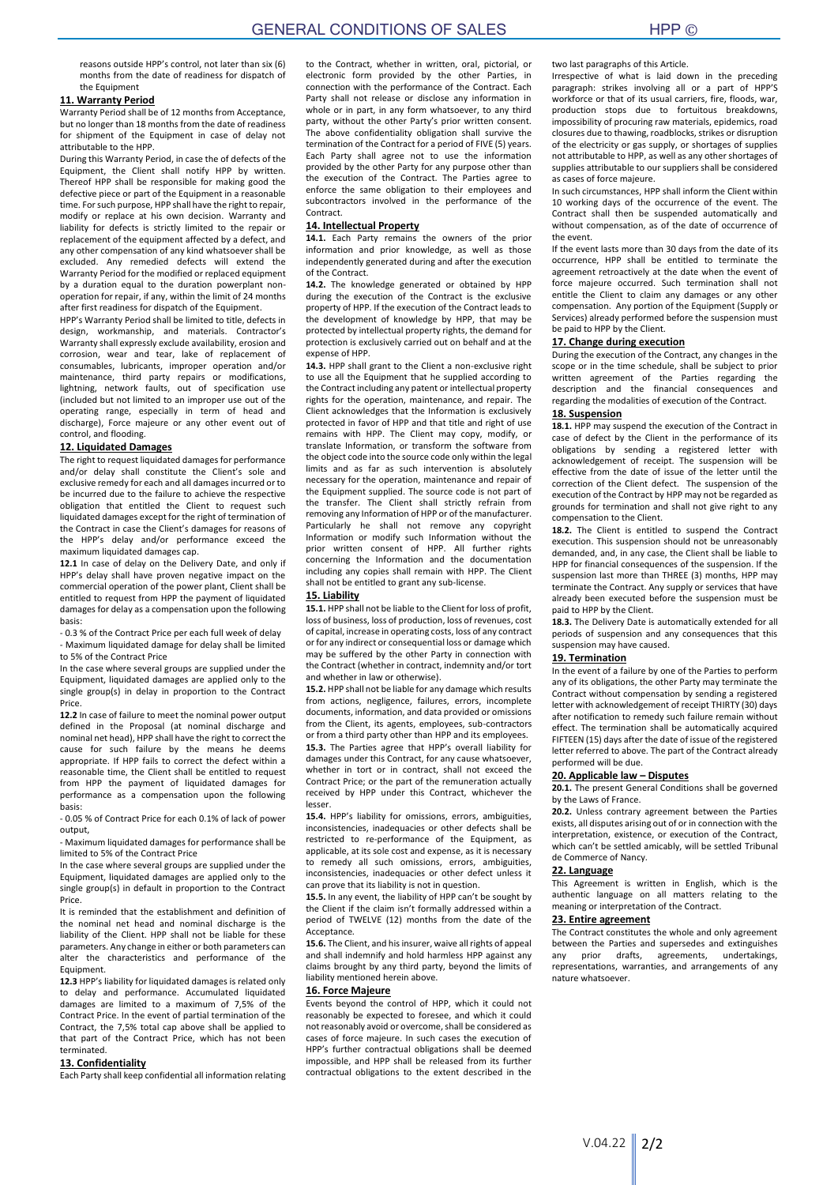reasons outside HPP's control, not later than six (6) months from the date of readiness for dispatch of the Equipment

## 11. Warranty Period

Warranty Period shall be of 12 months from Acceptance, but no longer than 18 months from the date of readiness for shipment of the Equipment in case of delay not attributable to the HPP.

During this Warranty Period, in case of the defects of the Equipment, the Client shall notify HPP by written. Thereof HPP shall be responsible for making good the defective piece or part of the Equipment in a reasonable time. For such purpose, HPP shall have the right to repair, modify or replace at his own decision. Warranty and liability for defects is strictly limited to the repair or replacement of the equipment affected by a defect, and any other compensation of any kind whatsoever shall be excluded. Any remedied defects will extend the Warranty Period for the modified or replaced equipment by a duration equal to the duration powerplant non-operation for repair, if any, within the limit of 24 months after first readiness for dispatch of the Equipment.

HPP's Warranty Period shall be limited to title, defects in design, workmanship, and materials. Contractor's Warranty shall expressly exclude availability, erosion and corrosion, wear and tear, lake of replacement of consumables, lubricants, improper operation and/or maintenance, third party repairs or modifications, lightning, network faults, out of specification use (included but not limited to an improper use out of the operating range, especially in term of head and discharge), Force majeure or any other event out of control, and flooding.

## 12. Liquidated Damages

The right to request liquidated damages for performance and/or delay shall constitute the Client's sole and exclusive remedy for each and all damages incurred or to be incurred due to the failure to achieve the respective obligation that entitled the Client to request such liquidated damages except for the right of termination of the Contract in case the Client's damages for reasons of the HPP's delay and/or performance exceed the maximum liquidated damages cap.

**12.1** In case of delay on the Delivery Date, and only if HPP's delay shall have proven negative impact on the commercial operation of the power plant, Client shall be entitled to request from HPP the payment of liquidated damages for delay as a compensation upon the following basis:

- 0.3 % of the Contract Price per each full week of delay
- Maximum liquidated damage for delay shall be limited to 5% of the Contract Price

In the case where several groups are supplied under the Equipment, liquidated damages are applied only to the single group(s) in delay in proportion to the Contract Price.

**12.2** In case of failure to meet the nominal power output defined in the Proposal (at nominal discharge and nominal net head), HPP shall have the right to correct the cause for such failure by the means he deems appropriate. If HPP fails to correct the defect within a reasonable time, the Client shall be entitled to request from HPP the payment of liquidated damages for performance as a compensation upon the following basis:

- 0.05 % of Contract Price for each 0.1% of lack of power output,
- Maximum liquidated damages for performance shall be limited to 5% of the Contract Price

In the case where several groups are supplied under the Equipment, liquidated damages are applied only to the single group(s) in default in proportion to the Contract Price.

It is reminded that the establishment and definition of the nominal net head and nominal discharge is the liability of the Client. HPP shall not be liable for these parameters. Any change in either or both parameters can alter the characteristics and performance of the Equipment.

**12.3** HPP's liability for liquidated damages is related only to delay and performance. Accumulated liquidated damages are limited to a maximum of 7,5% of the Contract Price. In the event of partial termination of the Contract, the 7,5% total cap above shall be applied to that part of the Contract Price, which has not been terminated.

## 13. Confidentiality

Each Party shall keep confidential all information relating to the Contract, whether in written, oral, pictorial, or electronic form provided by the other Parties, in connection with the performance of the Contract. Each Party shall not release or disclose any information in whole or in part, in any form whatsoever, to any third party, without the other Party's prior written consent. The above confidentiality obligation shall survive the termination of the Contract for a period of FIVE (5) years. Each Party shall agree not to use the information provided by the other Party for any purpose other than the execution of the Contract. The Parties agree to enforce the same obligation to their employees and subcontractors involved in the performance of the Contract.

## 14. Intellectual Property

**14.1.** Each Party remains the owners of the prior information and prior knowledge, as well as those independently generated during and after the execution of the Contract.

**14.2.** The knowledge generated or obtained by HPP during the execution of the Contract is the exclusive property of HPP. If the execution of the Contract leads to the development of knowledge by HPP, that may be protected by intellectual property rights, the demand for protection is exclusively carried out on behalf and at the expense of HPP.

**14.3.** HPP shall grant to the Client a non-exclusive right to use all the Equipment that he supplied according to the Contract including any patent or intellectual property rights for the operation, maintenance, and repair. The Client acknowledges that the Information is exclusively protected in favor of HPP and that title and right of use remains with HPP. The Client may copy, modify, or translate Information, or transform the software from the object code into the source code only within the legal limits and as far as such intervention is absolutely necessary for the operation, maintenance and repair of the Equipment supplied. The source code is not part of the transfer. The Client shall strictly refrain from removing any Information of HPP or of the manufacturer. Particularly he shall not remove any copyright Information or modify such Information without the prior written consent of HPP. All further rights concerning the Information and the documentation including any copies shall remain with HPP. The Client shall not be entitled to grant any sub-license.

## 15. Liability

**15.1.** HPP shall not be liable to the Client for loss of profit, loss of business, loss of production, loss of revenues, cost of capital, increase in operating costs, loss of any contract or for any indirect or consequential loss or damage which may be suffered by the other Party in connection with the Contract (whether in contract, indemnity and/or tort and whether in law or otherwise).

**15.2.** HPP shall not be liable for any damage which results from actions, negligence, failures, errors, incomplete documents, information, and data provided or omissions from the Client, its agents, employees, sub-contractors or from a third party other than HPP and its employees.

**15.3.** The Parties agree that HPP's overall liability for damages under this Contract, for any cause whatsoever, whether in tort or in contract, shall not exceed the Contract Price; or the part of the remuneration actually received by HPP under this Contract, whichever the lesser.

**15.4.** HPP's liability for omissions, errors, ambiguities, inconsistencies, inadequacies or other defects shall be restricted to re-performance of the Equipment, as applicable, at its sole cost and expense, as it is necessary to remedy all such omissions, errors, ambiguities, inconsistencies, inadequacies or other defect unless it can prove that its liability is not in question.

**15.5.** In any event, the liability of HPP can't be sought by the Client if the claim isn't formally addressed within a period of TWELVE (12) months from the date of the Acceptance.

**15.6.** The Client, and his insurer, waive all rights of appeal and shall indemnify and hold harmless HPP against any claims brought by any third party, beyond the limits of liability mentioned herein above.

## 16. Force Majeure

Events beyond the control of HPP, which it could not reasonably be expected to foresee, and which it could not reasonably avoid or overcome, shall be considered as cases of force majeure. In such cases the execution of HPP's further contractual obligations shall be deemed impossible, and HPP shall be released from its further contractual obligations to the extent described in the two last paragraphs of this Article.

Irrespective of what is laid down in the preceding paragraph: strikes involving all or a part of HPP'S workforce or that of its usual carriers, fire, floods, war, production stops due to fortuitous breakdowns, impossibility of procuring raw materials, epidemics, road closures due to thawing, roadblocks, strikes or disruption of the electricity or gas supply, or shortages of supplies not attributable to HPP, as well as any other shortages of supplies attributable to our suppliers shall be considered as cases of force majeure.

In such circumstances, HPP shall inform the Client within 10 working days of the occurrence of the event. The Contract shall then be suspended automatically and without compensation, as of the date of occurrence of the event.

If the event lasts more than 30 days from the date of its occurrence, HPP shall be entitled to terminate the agreement retroactively at the date when the event of force majeure occurred. Such termination shall not entitle the Client to claim any damages or any other compensation. Any portion of the Equipment (Supply or Services) already performed before the suspension must be paid to HPP by the Client.

## 17. Change during execution

During the execution of the Contract, any changes in the scope or in the time schedule, shall be subject to prior written agreement of the Parties regarding the description and the financial consequences and regarding the modalities of execution of the Contract.

## 18. Suspension

**18.1.** HPP may suspend the execution of the Contract in case of defect by the Client in the performance of its obligations by sending a registered letter with acknowledgement of receipt. The suspension will be effective from the date of issue of the letter until the correction of the Client defect. The suspension of the execution of the Contract by HPP may not be regarded as grounds for termination and shall not give right to any compensation to the Client.

**18.2.** The Client is entitled to suspend the Contract execution. This suspension should not be unreasonably demanded, and, in any case, the Client shall be liable to HPP for financial consequences of the suspension. If the suspension last more than THREE (3) months, HPP may terminate the Contract. Any supply or services that have already been executed before the suspension must be paid to HPP by the Client.

**18.3.** The Delivery Date is automatically extended for all periods of suspension and any consequences that this suspension may have caused.

## 19. Termination

In the event of a failure by one of the Parties to perform any of its obligations, the other Party may terminate the Contract without compensation by sending a registered letter with acknowledgement of receipt THIRTY (30) days after notification to remedy such failure remain without effect. The termination shall be automatically acquired FIFTEEN (15) days after the date of issue of the registered letter referred to above. The part of the Contract already performed will be due.

## 20. Applicable law – Disputes

**20.1.** The present General Conditions shall be governed by the Laws of France.

**20.2.** Unless contrary agreement between the Parties exists, all disputes arising out of or in connection with the interpretation, existence, or execution of the Contract, which can't be settled amicably, will be settled Tribunal de Commerce of Nancy.

## 22. Language

This Agreement is written in English, which is the authentic language on all matters relating to the meaning or interpretation of the Contract.

## 23. Entire agreement

The Contract constitutes the whole and only agreement between the Parties and supersedes and extinguishes any prior drafts, agreements, undertakings, representations, warranties, and arrangements of any nature whatsoever.